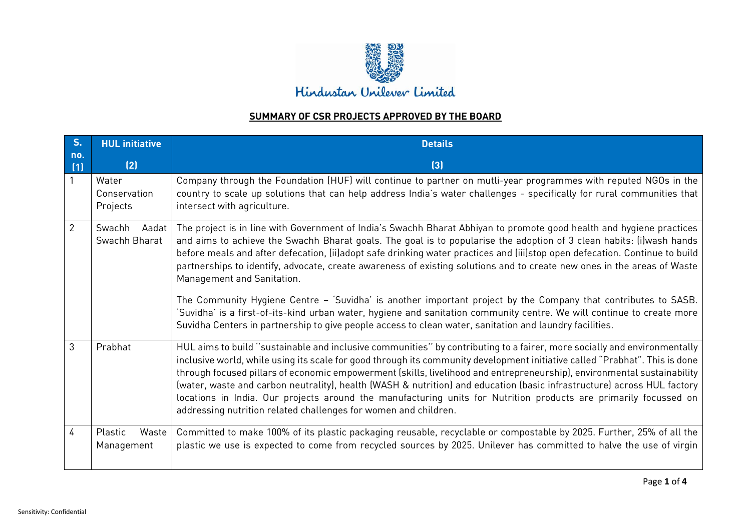Hindustan Unilever Limited

## SUMMARY OF CSR PROJECTS APPROVED BY THE BOARD

| S. no. (1) | HUL initiative (2) | Details (3) |
|---|---|---|
| 1 | Water Conservation Projects | Company through the Foundation (HUF) will continue to partner on mutli-year programmes with reputed NGOs in the country to scale up solutions that can help address India's water challenges - specifically for rural communities that intersect with agriculture. |
| 2 | Swachh Aadat Swachh Bharat | The project is in line with Government of India's Swachh Bharat Abhiyan to promote good health and hygiene practices and aims to achieve the Swachh Bharat goals. The goal is to popularise the adoption of 3 clean habits: (i)wash hands before meals and after defecation, (ii)adopt safe drinking water practices and (iii)stop open defecation. Continue to build partnerships to identify, advocate, create awareness of existing solutions and to create new ones in the areas of Waste Management and Sanitation.<br><br>The Community Hygiene Centre – 'Suvidha' is another important project by the Company that contributes to SASB. 'Suvidha' is a first-of-its-kind urban water, hygiene and sanitation community centre. We will continue to create more Suvidha Centers in partnership to give people access to clean water, sanitation and laundry facilities. |
| 3 | Prabhat | HUL aims to build ''sustainable and inclusive communities'' by contributing to a fairer, more socially and environmentally inclusive world, while using its scale for good through its community development initiative called "Prabhat". This is done through focused pillars of economic empowerment (skills, livelihood and entrepreneurship), environmental sustainability (water, waste and carbon neutrality), health (WASH & nutrition) and education (basic infrastructure) across HUL factory locations in India. Our projects around the manufacturing units for Nutrition products are primarily focussed on addressing nutrition related challenges for women and children. |
| 4 | Plastic Waste Management | Committed to make 100% of its plastic packaging reusable, recyclable or compostable by 2025. Further, 25% of all the plastic we use is expected to come from recycled sources by 2025. Unilever has committed to halve the use of virgin |

Sensitivity: Confidential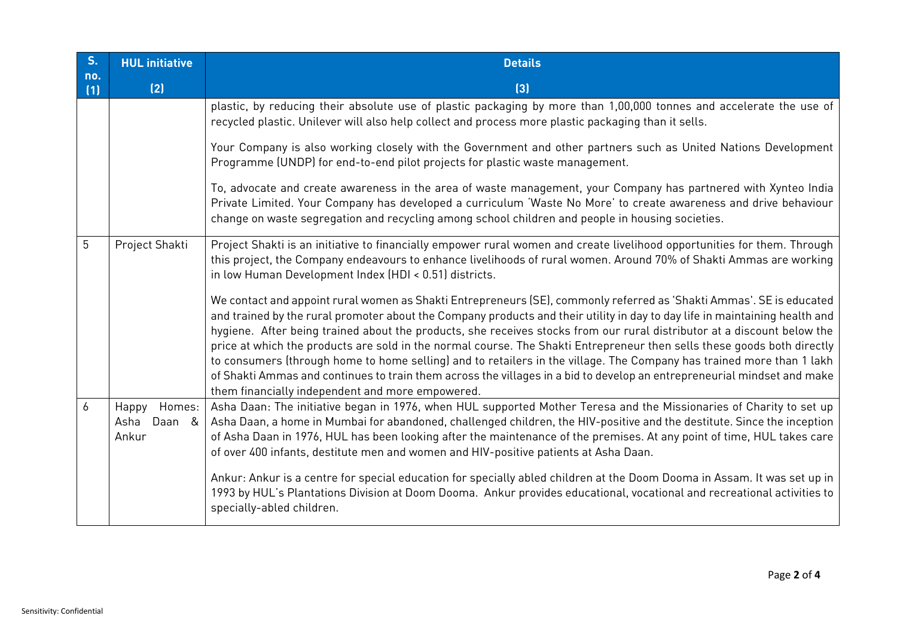| S. no. (1) | HUL initiative (2) | Details (3) |
|---|---|---|
| | | plastic, by reducing their absolute use of plastic packaging by more than 1,00,000 tonnes and accelerate the use of recycled plastic. Unilever will also help collect and process more plastic packaging than it sells.<br><br>Your Company is also working closely with the Government and other partners such as United Nations Development Programme (UNDP) for end-to-end pilot projects for plastic waste management.<br><br>To, advocate and create awareness in the area of waste management, your Company has partnered with Xynteo India Private Limited. Your Company has developed a curriculum 'Waste No More' to create awareness and drive behaviour change on waste segregation and recycling among school children and people in housing societies. |
| 5 | Project Shakti | Project Shakti is an initiative to financially empower rural women and create livelihood opportunities for them. Through this project, the Company endeavours to enhance livelihoods of rural women. Around 70% of Shakti Ammas are working in low Human Development Index (HDI < 0.51) districts.<br><br>We contact and appoint rural women as Shakti Entrepreneurs (SE), commonly referred as 'Shakti Ammas'. SE is educated and trained by the rural promoter about the Company products and their utility in day to day life in maintaining health and hygiene. After being trained about the products, she receives stocks from our rural distributor at a discount below the price at which the products are sold in the normal course. The Shakti Entrepreneur then sells these goods both directly to consumers (through home to home selling) and to retailers in the village. The Company has trained more than 1 lakh of Shakti Ammas and continues to train them across the villages in a bid to develop an entrepreneurial mindset and make them financially independent and more empowered. |
| 6 | Happy Homes: Asha Daan & Ankur | Asha Daan: The initiative began in 1976, when HUL supported Mother Teresa and the Missionaries of Charity to set up Asha Daan, a home in Mumbai for abandoned, challenged children, the HIV-positive and the destitute. Since the inception of Asha Daan in 1976, HUL has been looking after the maintenance of the premises. At any point of time, HUL takes care of over 400 infants, destitute men and women and HIV-positive patients at Asha Daan.<br><br>Ankur: Ankur is a centre for special education for specially abled children at the Doom Dooma in Assam. It was set up in 1993 by HUL's Plantations Division at Doom Dooma. Ankur provides educational, vocational and recreational activities to specially-abled children. |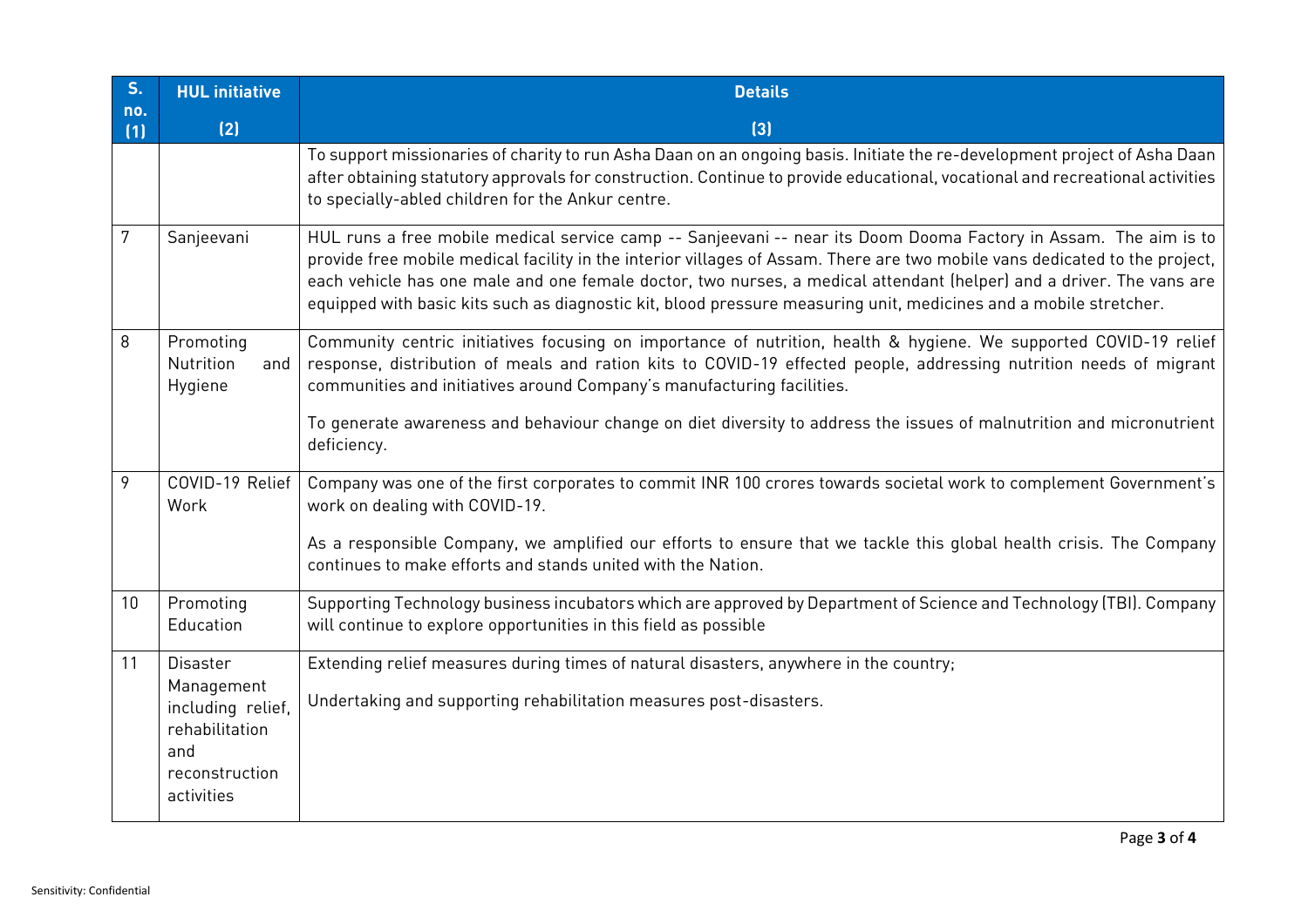| S. no. (1) | HUL initiative (2) | Details (3) |
|---|---|---|
| | | To support missionaries of charity to run Asha Daan on an ongoing basis. Initiate the re-development project of Asha Daan after obtaining statutory approvals for construction. Continue to provide educational, vocational and recreational activities to specially-abled children for the Ankur centre. |
| 7 | Sanjeevani | HUL runs a free mobile medical service camp -- Sanjeevani -- near its Doom Dooma Factory in Assam. The aim is to provide free mobile medical facility in the interior villages of Assam. There are two mobile vans dedicated to the project, each vehicle has one male and one female doctor, two nurses, a medical attendant (helper) and a driver. The vans are equipped with basic kits such as diagnostic kit, blood pressure measuring unit, medicines and a mobile stretcher. |
| 8 | Promoting Nutrition and Hygiene | Community centric initiatives focusing on importance of nutrition, health & hygiene. We supported COVID-19 relief response, distribution of meals and ration kits to COVID-19 effected people, addressing nutrition needs of migrant communities and initiatives around Company's manufacturing facilities.<br><br>To generate awareness and behaviour change on diet diversity to address the issues of malnutrition and micronutrient deficiency. |
| 9 | COVID-19 Relief Work | Company was one of the first corporates to commit INR 100 crores towards societal work to complement Government's work on dealing with COVID-19.<br><br>As a responsible Company, we amplified our efforts to ensure that we tackle this global health crisis. The Company continues to make efforts and stands united with the Nation. |
| 10 | Promoting Education | Supporting Technology business incubators which are approved by Department of Science and Technology (TBI). Company will continue to explore opportunities in this field as possible |
| 11 | Disaster Management including relief, rehabilitation and reconstruction activities | Extending relief measures during times of natural disasters, anywhere in the country;<br><br>Undertaking and supporting rehabilitation measures post-disasters. |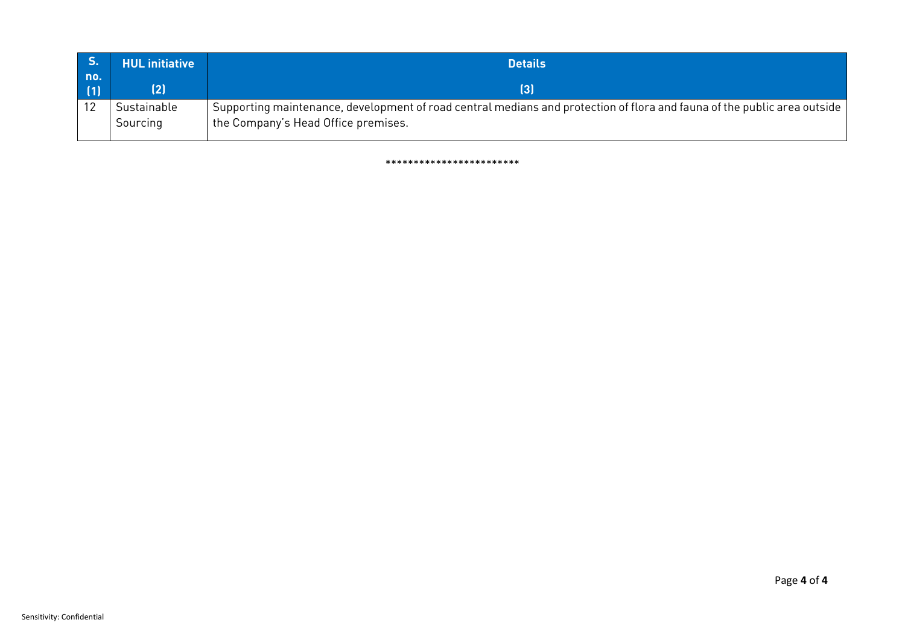| S. no. (1) | HUL initiative (2) | Details (3) |
|---|---|---|
| 12 | Sustainable Sourcing | Supporting maintenance, development of road central medians and protection of flora and fauna of the public area outside the Company's Head Office premises. |

************************

Sensitivity: Confidential